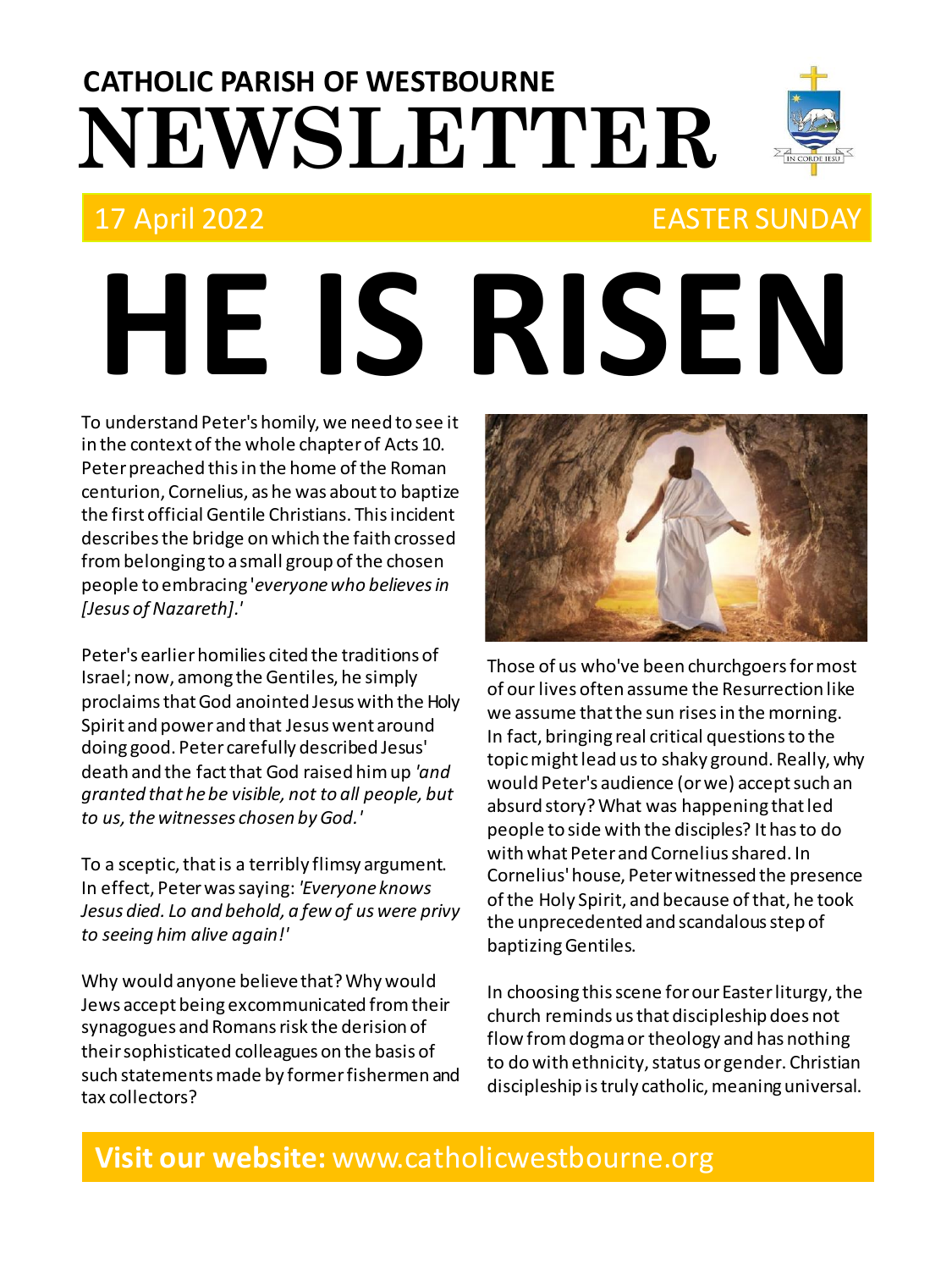**CATHOLIC PARISH OF WESTBOURNE**

# NEWSLETTER

17 April 2022 EASTER SUNDAY

# HE IS RISEN

To understand Peter's homily, we need to see it in the context of the whole chapter of Acts 10. Peter preached this in the home of the Roman centurion, Cornelius, as he was about to baptize the first official Gentile Christians. This incident describes the bridge on which the faith crossed from belonging to a small group of the chosen people to embracing '*everyone who believes in [Jesus of Nazareth].*'

Peter's earlier homilies cited the traditions of Israel; now, among the Gentiles, he simply proclaims that God anointed Jesus with the Holy Spirit and power and that Jesus went around doing good. Peter carefully described Jesus' death and the fact that God raised him up *'and granted that he be visible, not to all people, but to us, the witnesses chosen by God.'*

To a sceptic, that is a terribly flimsy argument. In effect, Peter was saying: *'Everyone knows Jesus died. Lo and behold, a few of us were privy to seeing him alive again!'*

Why would anyone believe that? Why would Jews accept being excommunicated from their synagogues and Romans risk the derision of their sophisticated colleagues on the basis of such statements made by former fishermen and tax collectors?

Those of us who've been churchgoers for most of our lives often assume the Resurrection like we assume that the sun rises in the morning. In fact, bringing real critical questions to the topic might lead us to shaky ground. Really, why would Peter's audience (or we) accept such an absurd story? What was happening that led people to side with the disciples? It has to do with what Peter and Cornelius shared. In Cornelius' house, Peter witnessed the presence of the Holy Spirit, and because of that, he took the unprecedented and scandalous step of baptizing Gentiles.

In choosing this scene for our Easter liturgy, the church reminds us that discipleship does not flow from dogma or theology and has nothing to do with ethnicity, status or gender. Christian discipleship is truly catholic, meaning universal.

**Visit our website:** www.catholicwestbourne.org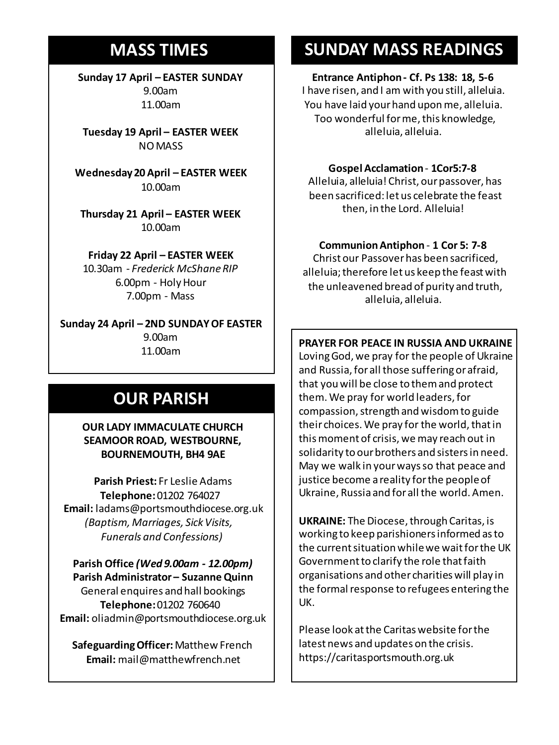## MASS TIMES

**Sunday 17 April – EASTER SUNDAY**
9.00am
11.00am

**Tuesday 19 April – EASTER WEEK**
NO MASS

**Wednesday 20 April – EASTER WEEK**
10.00am

**Thursday 21 April – EASTER WEEK**
10.00am

**Friday 22 April – EASTER WEEK**
10.30am - *Frederick McShane RIP*
6.00pm - Holy Hour
7.00pm - Mass

**Sunday 24 April – 2ND SUNDAY OF EASTER**
9.00am
11.00am

## OUR PARISH

**OUR LADY IMMACULATE CHURCH SEAMOOR ROAD, WESTBOURNE, BOURNEMOUTH, BH4 9AE**

**Parish Priest:** Fr Leslie Adams
**Telephone:** 01202 764027
**Email:** ladams@portsmouthdiocese.org.uk
*(Baptism, Marriages, Sick Visits, Funerals and Confessions)*

**Parish Office *(Wed 9.00am - 12.00pm)***
**Parish Administrator – Suzanne Quinn**
General enquires and hall bookings
**Telephone:** 01202 760640
**Email:** oliadmin@portsmouthdiocese.org.uk

**Safeguarding Officer:** Matthew French
**Email:** mail@matthewfrench.net

## SUNDAY MASS READINGS

**Entrance Antiphon - Cf. Ps 138: 18, 5-6**
I have risen, and I am with you still, alleluia.
You have laid your hand upon me, alleluia.
Too wonderful for me, this knowledge,
alleluia, alleluia.

**Gospel Acclamation** - **1Cor5:7-8**
Alleluia, alleluia! Christ, our passover, has been sacrificed: let us celebrate the feast then, in the Lord. Alleluia!

**Communion Antiphon** - **1 Cor 5: 7-8**
Christ our Passover has been sacrificed, alleluia; therefore let us keep the feast with the unleavened bread of purity and truth, alleluia, alleluia.

**PRAYER FOR PEACE IN RUSSIA AND UKRAINE**
Loving God, we pray for the people of Ukraine and Russia, for all those suffering or afraid, that you will be close to them and protect them. We pray for world leaders, for compassion, strength and wisdom to guide their choices. We pray for the world, that in this moment of crisis, we may reach out in solidarity to our brothers and sisters in need. May we walk in your ways so that peace and justice become a reality for the people of Ukraine, Russia and for all the world. Amen.

**UKRAINE:** The Diocese, through Caritas, is working to keep parishioners informed as to the current situation while we wait for the UK Government to clarify the role that faith organisations and other charities will play in the formal response to refugees entering the UK.

Please look at the Caritas website for the latest news and updates on the crisis.
https://caritasportsmouth.org.uk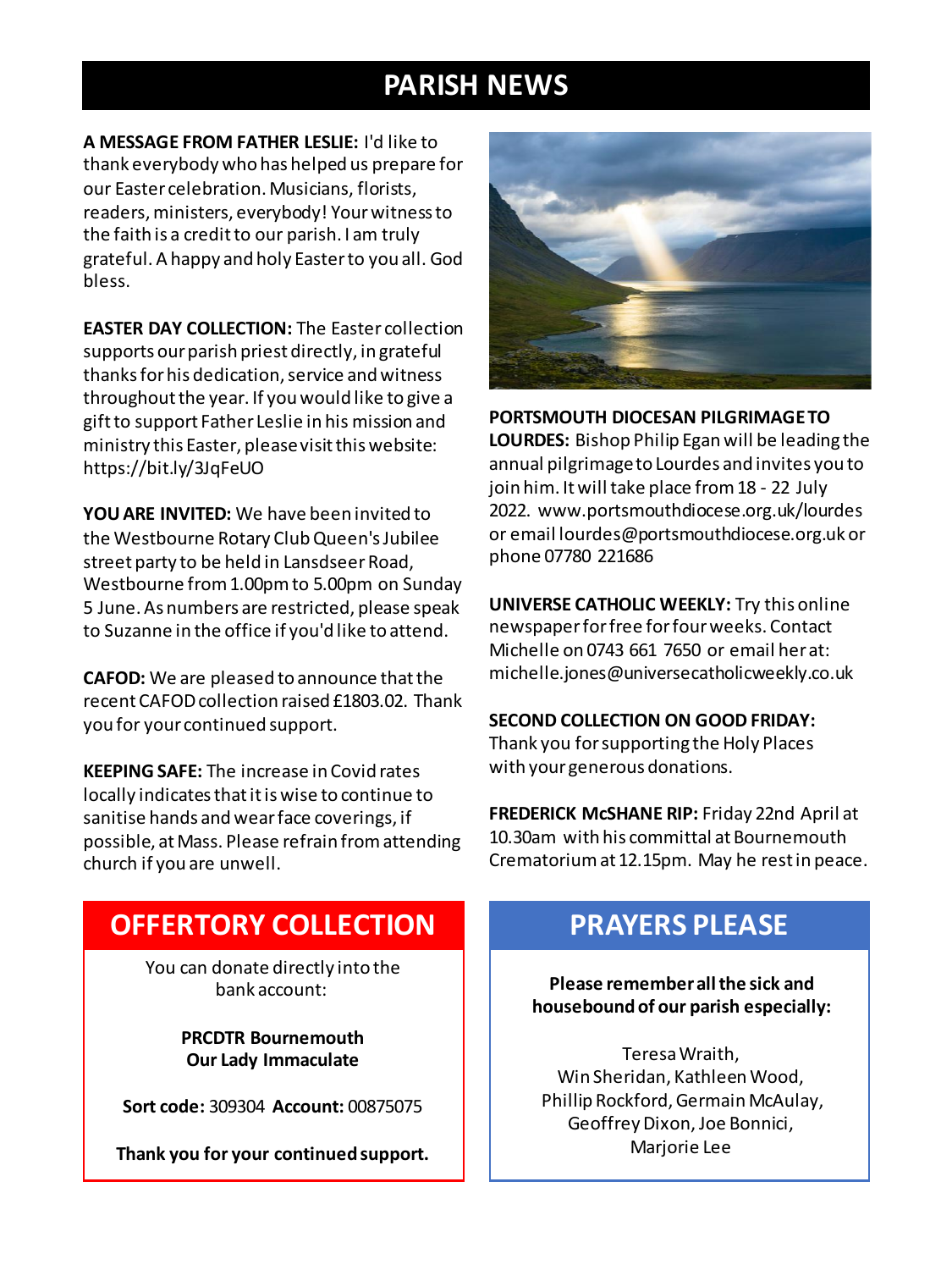# PARISH NEWS

**A MESSAGE FROM FATHER LESLIE:** I'd like to thank everybody who has helped us prepare for our Easter celebration. Musicians, florists, readers, ministers, everybody! Your witness to the faith is a credit to our parish. I am truly grateful. A happy and holy Easter to you all. God bless.

**EASTER DAY COLLECTION:** The Easter collection supports our parish priest directly, in grateful thanks for his dedication, service and witness throughout the year. If you would like to give a gift to support Father Leslie in his mission and ministry this Easter, please visit this website: https://bit.ly/3JqFeUO

**YOU ARE INVITED:** We have been invited to the Westbourne Rotary Club Queen's Jubilee street party to be held in Lansdseer Road, Westbourne from 1.00pm to 5.00pm on Sunday 5 June. As numbers are restricted, please speak to Suzanne in the office if you'd like to attend.

**CAFOD:** We are pleased to announce that the recent CAFOD collection raised £1803.02. Thank you for your continued support.

**KEEPING SAFE:** The increase in Covid rates locally indicates that it is wise to continue to sanitise hands and wear face coverings, if possible, at Mass. Please refrain from attending church if you are unwell.

**PORTSMOUTH DIOCESAN PILGRIMAGE TO LOURDES:** Bishop Philip Egan will be leading the annual pilgrimage to Lourdes and invites you to join him. It will take place from 18 - 22 July 2022. www.portsmouthdiocese.org.uk/lourdes or email lourdes@portsmouthdiocese.org.uk or phone 07780 221686

**UNIVERSE CATHOLIC WEEKLY:** Try this online newspaper for free for four weeks. Contact Michelle on 0743 661 7650 or email her at: michelle.jones@universecatholicweekly.co.uk

**SECOND COLLECTION ON GOOD FRIDAY:** Thank you for supporting the Holy Places with your generous donations.

**FREDERICK McSHANE RIP:** Friday 22nd April at 10.30am with his committal at Bournemouth Crematorium at 12.15pm. May he rest in peace.

## OFFERTORY COLLECTION

You can donate directly into the bank account:

**PRCDTR Bournemouth**
**Our Lady Immaculate**

**Sort code:** 309304 **Account:** 00875075

**Thank you for your continued support.**

## PRAYERS PLEASE

**Please remember all the sick and housebound of our parish especially:**

Teresa Wraith,
Win Sheridan, Kathleen Wood,
Phillip Rockford, Germain McAulay,
Geoffrey Dixon, Joe Bonnici,
Marjorie Lee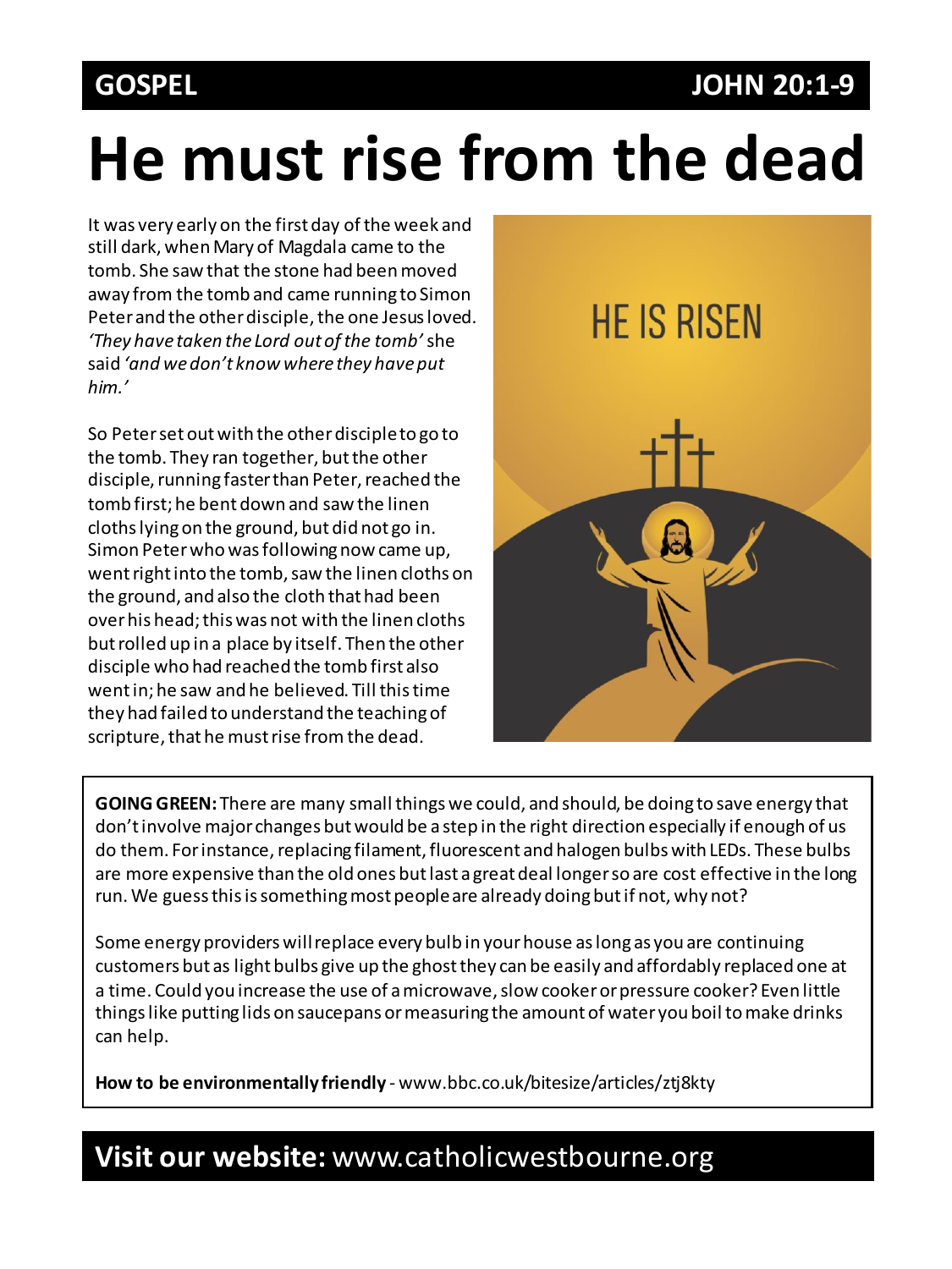**GOSPEL** **JOHN 20:1-9**

# He must rise from the dead

It was very early on the first day of the week and still dark, when Mary of Magdala came to the tomb. She saw that the stone had been moved away from the tomb and came running to Simon Peter and the other disciple, the one Jesus loved. *'They have taken the Lord out of the tomb'* she said *'and we don't know where they have put him.'*

So Peter set out with the other disciple to go to the tomb. They ran together, but the other disciple, running faster than Peter, reached the tomb first; he bent down and saw the linen cloths lying on the ground, but did not go in. Simon Peter who was following now came up, went right into the tomb, saw the linen cloths on the ground, and also the cloth that had been over his head; this was not with the linen cloths but rolled up in a place by itself. Then the other disciple who had reached the tomb first also went in; he saw and he believed. Till this time they had failed to understand the teaching of scripture, that he must rise from the dead.

HE IS RISEN

**GOING GREEN:** There are many small things we could, and should, be doing to save energy that don't involve major changes but would be a step in the right direction especially if enough of us do them. For instance, replacing filament, fluorescent and halogen bulbs with LEDs. These bulbs are more expensive than the old ones but last a great deal longer so are cost effective in the long run. We guess this is something most people are already doing but if not, why not?

Some energy providers will replace every bulb in your house as long as you are continuing customers but as light bulbs give up the ghost they can be easily and affordably replaced one at a time. Could you increase the use of a microwave, slow cooker or pressure cooker? Even little things like putting lids on saucepans or measuring the amount of water you boil to make drinks can help.

**How to be environmentally friendly** - www.bbc.co.uk/bitesize/articles/ztj8kty

## Visit our website: www.catholicwestbourne.org